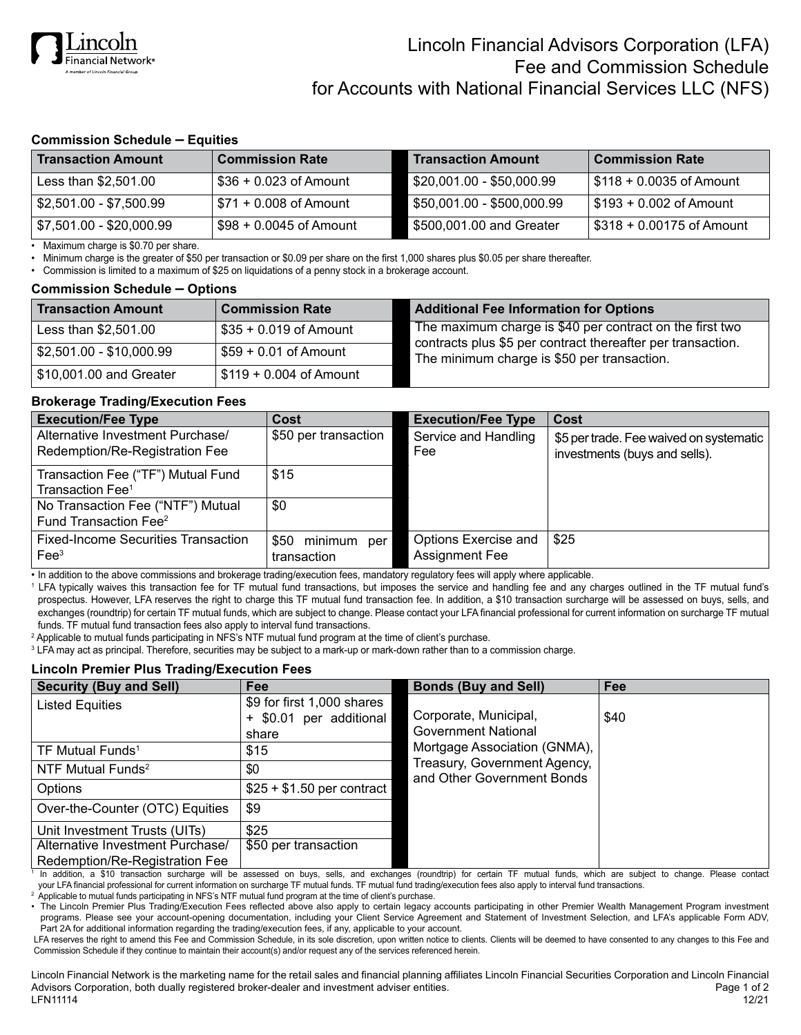# Lincoln Financial Advisors Corporation (LFA) Fee and Commission Schedule for Accounts with National Financial Services LLC (NFS)

### Commission Schedule – Equities

| Transaction Amount | Commission Rate | Transaction Amount | Commission Rate |
|---|---|---|---|
| Less than $2,501.00 | $36 + 0.023 of Amount | $20,001.00 - $50,000.99 | $118 + 0.0035 of Amount |
| $2,501.00 - $7,500.99 | $71 + 0.008 of Amount | $50,001.00 - $500,000.99 | $193 + 0.002 of Amount |
| $7,501.00 - $20,000.99 | $98 + 0.0045 of Amount | $500,001.00 and Greater | $318 + 0.00175 of Amount |

- Maximum charge is $0.70 per share.
- Minimum charge is the greater of $50 per transaction or $0.09 per share on the first 1,000 shares plus $0.05 per share thereafter.
- Commission is limited to a maximum of $25 on liquidations of a penny stock in a brokerage account.

### Commission Schedule – Options

| Transaction Amount | Commission Rate |
|---|---|
| Less than $2,501.00 | $35 + 0.019 of Amount |
| $2,501.00 - $10,000.99 | $59 + 0.01 of Amount |
| $10,001.00 and Greater | $119 + 0.004 of Amount |

| Additional Fee Information for Options |
|---|
| The maximum charge is $40 per contract on the first two contracts plus $5 per contract thereafter per transaction. The minimum charge is $50 per transaction. |

### Brokerage Trading/Execution Fees

| Execution/Fee Type | Cost | Execution/Fee Type | Cost |
|---|---|---|---|
| Alternative Investment Purchase/ Redemption/Re-Registration Fee | $50 per transaction | Service and Handling Fee | $5 per trade. Fee waived on systematic investments (buys and sells). |
| Transaction Fee ("TF") Mutual Fund Transaction Fee[1] | $15 | | |
| No Transaction Fee ("NTF") Mutual Fund Transaction Fee[2] | $0 | | |
| Fixed-Income Securities Transaction Fee[3] | $50 minimum per transaction | Options Exercise and Assignment Fee | $25 |

- In addition to the above commissions and brokerage trading/execution fees, mandatory regulatory fees will apply where applicable.

[1] LFA typically waives this transaction fee for TF mutual fund transactions, but imposes the service and handling fee and any charges outlined in the TF mutual fund's prospectus. However, LFA reserves the right to charge this TF mutual fund transaction fee. In addition, a $10 transaction surcharge will be assessed on buys, sells, and exchanges (roundtrip) for certain TF mutual funds, which are subject to change. Please contact your LFA financial professional for current information on surcharge TF mutual funds. TF mutual fund transaction fees also apply to interval fund transactions.

[2] Applicable to mutual funds participating in NFS's NTF mutual fund program at the time of client's purchase.

[3] LFA may act as principal. Therefore, securities may be subject to a mark-up or mark-down rather than to a commission charge.

### Lincoln Premier Plus Trading/Execution Fees

| Security (Buy and Sell) | Fee |
|---|---|
| Listed Equities | $9 for first 1,000 shares + $0.01 per additional share |
| TF Mutual Funds[1] | $15 |
| NTF Mutual Funds[2] | $0 |
| Options | $25 + $1.50 per contract |
| Over-the-Counter (OTC) Equities | $9 |
| Unit Investment Trusts (UITs) | $25 |
| Alternative Investment Purchase/ Redemption/Re-Registration Fee | $50 per transaction |

| Bonds (Buy and Sell) | Fee |
|---|---|
| Corporate, Municipal, Government National Mortgage Association (GNMA), Treasury, Government Agency, and Other Government Bonds | $40 |

[1] In addition, a $10 transaction surcharge will be assessed on buys, sells, and exchanges (roundtrip) for certain TF mutual funds, which are subject to change. Please contact your LFA financial professional for current information on surcharge TF mutual funds. TF mutual fund trading/execution fees also apply to interval fund transactions.

[2] Applicable to mutual funds participating in NFS's NTF mutual fund program at the time of client's purchase.

- The Lincoln Premier Plus Trading/Execution Fees reflected above also apply to certain legacy accounts participating in other Premier Wealth Management Program investment programs. Please see your account-opening documentation, including your Client Service Agreement and Statement of Investment Selection, and LFA's applicable Form ADV, Part 2A for additional information regarding the trading/execution fees, if any, applicable to your account.

LFA reserves the right to amend this Fee and Commission Schedule, in its sole discretion, upon written notice to clients. Clients will be deemed to have consented to any changes to this Fee and Commission Schedule if they continue to maintain their account(s) and/or request any of the services referenced herein.

Lincoln Financial Network is the marketing name for the retail sales and financial planning affiliates Lincoln Financial Securities Corporation and Lincoln Financial Advisors Corporation, both dually registered broker-dealer and investment adviser entities.

LFN11114 12/21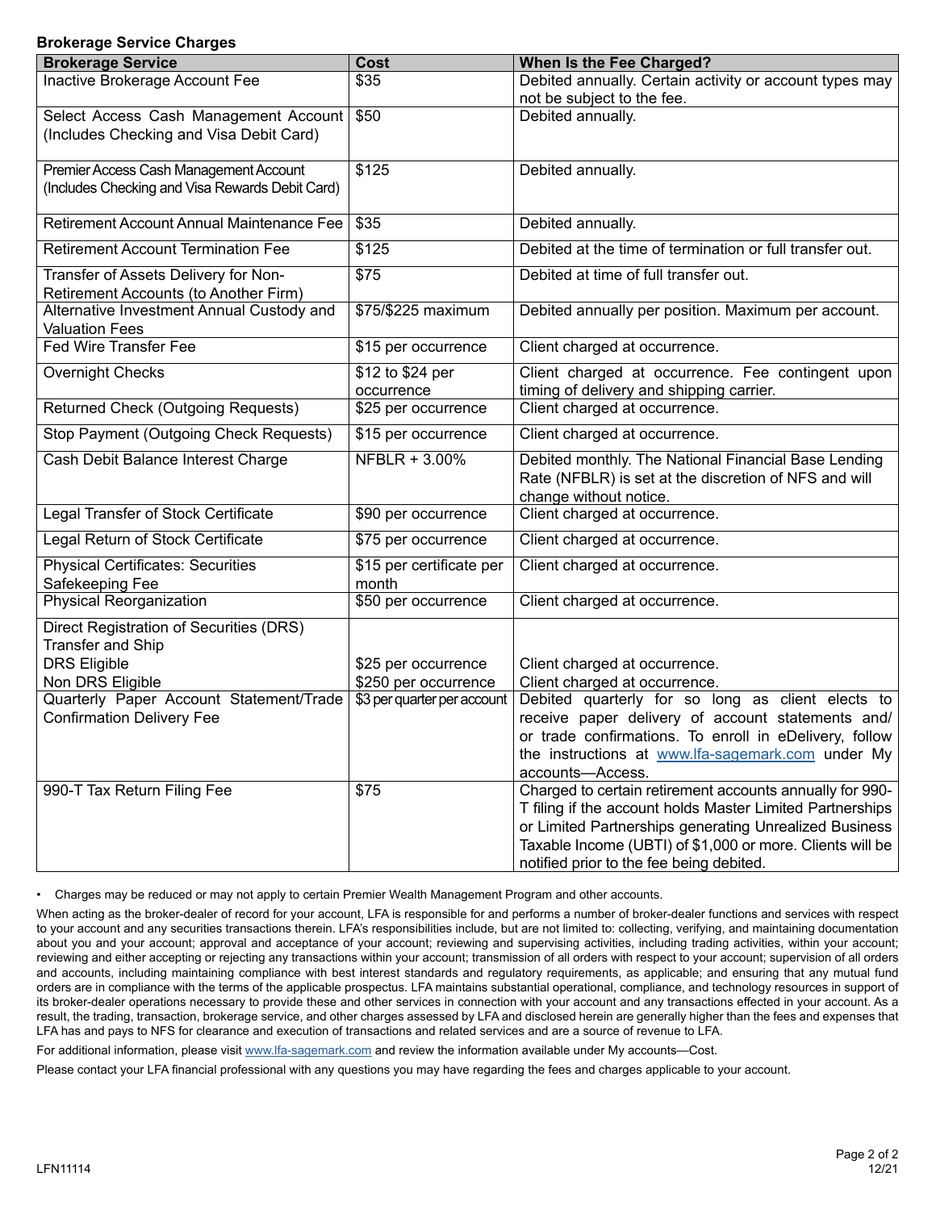**Brokerage Service Charges**

| Brokerage Service | Cost | When Is the Fee Charged? |
|---|---|---|
| Inactive Brokerage Account Fee | $35 | Debited annually. Certain activity or account types may not be subject to the fee. |
| Select Access Cash Management Account (Includes Checking and Visa Debit Card) | $50 | Debited annually. |
| Premier Access Cash Management Account (Includes Checking and Visa Rewards Debit Card) | $125 | Debited annually. |
| Retirement Account Annual Maintenance Fee | $35 | Debited annually. |
| Retirement Account Termination Fee | $125 | Debited at the time of termination or full transfer out. |
| Transfer of Assets Delivery for Non-Retirement Accounts (to Another Firm) | $75 | Debited at time of full transfer out. |
| Alternative Investment Annual Custody and Valuation Fees | $75/$225 maximum | Debited annually per position. Maximum per account. |
| Fed Wire Transfer Fee | $15 per occurrence | Client charged at occurrence. |
| Overnight Checks | $12 to $24 per occurrence | Client charged at occurrence. Fee contingent upon timing of delivery and shipping carrier. |
| Returned Check (Outgoing Requests) | $25 per occurrence | Client charged at occurrence. |
| Stop Payment (Outgoing Check Requests) | $15 per occurrence | Client charged at occurrence. |
| Cash Debit Balance Interest Charge | NFBLR + 3.00% | Debited monthly. The National Financial Base Lending Rate (NFBLR) is set at the discretion of NFS and will change without notice. |
| Legal Transfer of Stock Certificate | $90 per occurrence | Client charged at occurrence. |
| Legal Return of Stock Certificate | $75 per occurrence | Client charged at occurrence. |
| Physical Certificates: Securities Safekeeping Fee | $15 per certificate per month | Client charged at occurrence. |
| Physical Reorganization | $50 per occurrence | Client charged at occurrence. |
| Direct Registration of Securities (DRS) Transfer and Ship | | |
| DRS Eligible | $25 per occurrence | Client charged at occurrence. |
| Non DRS Eligible | $250 per occurrence | Client charged at occurrence. |
| Quarterly Paper Account Statement/Trade Confirmation Delivery Fee | $3 per quarter per account | Debited quarterly for so long as client elects to receive paper delivery of account statements and/or trade confirmations. To enroll in eDelivery, follow the instructions at www.lfa-sagemark.com under My accounts—Access. |
| 990-T Tax Return Filing Fee | $75 | Charged to certain retirement accounts annually for 990-T filing if the account holds Master Limited Partnerships or Limited Partnerships generating Unrealized Business Taxable Income (UBTI) of $1,000 or more. Clients will be notified prior to the fee being debited. |

- Charges may be reduced or may not apply to certain Premier Wealth Management Program and other accounts.

When acting as the broker-dealer of record for your account, LFA is responsible for and performs a number of broker-dealer functions and services with respect to your account and any securities transactions therein. LFA's responsibilities include, but are not limited to: collecting, verifying, and maintaining documentation about you and your account; approval and acceptance of your account; reviewing and supervising activities, including trading activities, within your account; reviewing and either accepting or rejecting any transactions within your account; transmission of all orders with respect to your account; supervision of all orders and accounts, including maintaining compliance with best interest standards and regulatory requirements, as applicable; and ensuring that any mutual fund orders are in compliance with the terms of the applicable prospectus. LFA maintains substantial operational, compliance, and technology resources in support of its broker-dealer operations necessary to provide these and other services in connection with your account and any transactions effected in your account. As a result, the trading, transaction, brokerage service, and other charges assessed by LFA and disclosed herein are generally higher than the fees and expenses that LFA has and pays to NFS for clearance and execution of transactions and related services and are a source of revenue to LFA.

For additional information, please visit www.lfa-sagemark.com and review the information available under My accounts—Cost.

Please contact your LFA financial professional with any questions you may have regarding the fees and charges applicable to your account.

LFN11114

12/21